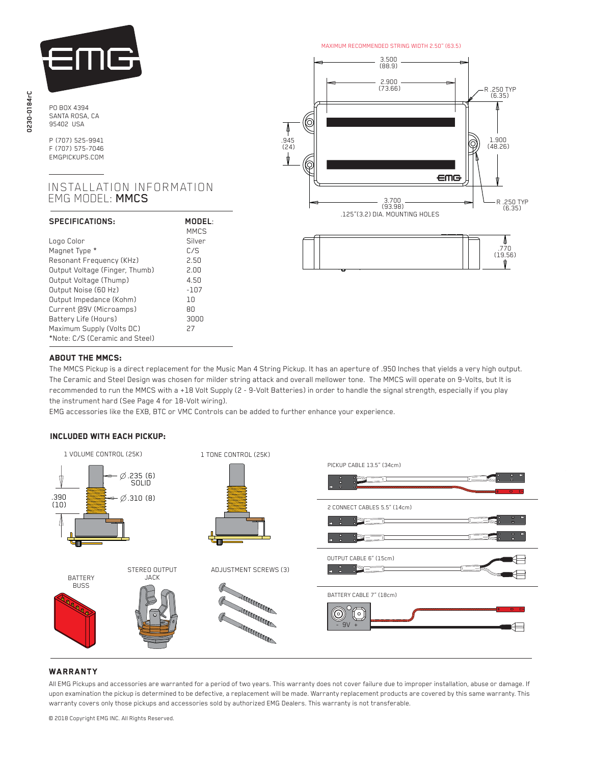PO BOX 4394
SANTA ROSA, CA
95402 USA

P (707) 525-9941
F (707) 575-7046
EMGPICKUPS.COM

# INSTALLATION INFORMATION
## EMG MODEL: **MMCS**

| **SPECIFICATIONS:** | **MODEL:** MMCS |
|---|---|
| Logo Color | Silver |
| Magnet Type * | C/S |
| Resonant Frequency (KHz) | 2.50 |
| Output Voltage (Finger, Thumb) | 2.00 |
| Output Voltage (Thump) | 4.50 |
| Output Noise (60 Hz) | -107 |
| Output Impedance (Kohm) | 10 |
| Current @9V (Microamps) | 80 |
| Battery Life (Hours) | 3000 |
| Maximum Supply (Volts DC) | 27 |

*Note: C/S (Ceramic and Steel)

MAXIMUM RECOMMENDED STRING WIDTH 2.50" (63.5)

3.500 (88.9)
2.900 (73.66)
R .250 TYP (6.35)
.945 (24)
1.900 (48.26)
3.700 (93.98)
R .250 TYP (6.35)
.125"(3.2) DIA. MOUNTING HOLES
.770 (19.56)

### ABOUT THE MMCS:

The MMCS Pickup is a direct replacement for the Music Man 4 String Pickup. It has an aperture of .950 Inches that yields a very high output. The Ceramic and Steel Design was chosen for milder string attack and overall mellower tone. The MMCS will operate on 9-Volts, but It is recommended to run the MMCS with a +18 Volt Supply (2 - 9-Volt Batteries) in order to handle the signal strength, especially if you play the instrument hard (See Page 4 for 18-Volt wiring).

EMG accessories like the EXB, BTC or VMC Controls can be added to further enhance your experience.

### INCLUDED WITH EACH PICKUP:

1 VOLUME CONTROL (25K)
Ø.235 (6) SOLID
Ø.310 (8)
.390 (10)

1 TONE CONTROL (25K)

PICKUP CABLE 13.5" (34cm)

2 CONNECT CABLES 5.5" (14cm)

OUTPUT CABLE 6" (15cm)

BATTERY BUSS

STEREO OUTPUT JACK

ADJUSTMENT SCREWS (3)

BATTERY CABLE 7" (18cm)

### WARRANTY

All EMG Pickups and accessories are warranted for a period of two years. This warranty does not cover failure due to improper installation, abuse or damage. If upon examination the pickup is determined to be defective, a replacement will be made. Warranty replacement products are covered by this same warranty. This warranty covers only those pickups and accessories sold by authorized EMG Dealers. This warranty is not transferable.

© 2018 Copyright EMG INC. All Rights Reserved.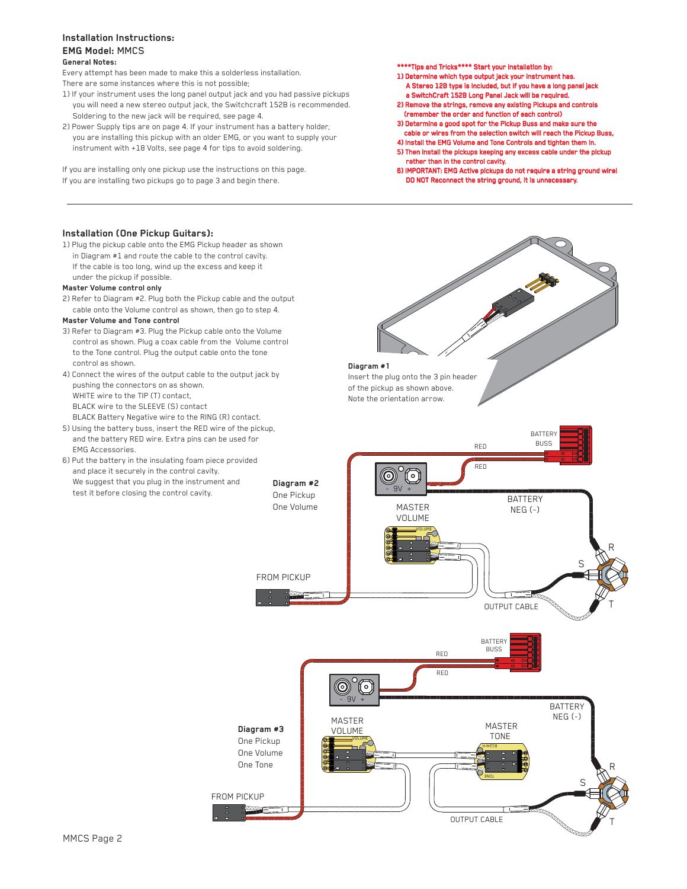## Installation Instructions:

### EMG Model: MMCS

**General Notes:**

Every attempt has been made to make this a solderless installation.
There are some instances where this is not possible;

1) If your instrument uses the long panel output jack and you had passive pickups you will need a new stereo output jack, the Switchcraft 152B is recommended. Soldering to the new jack will be required, see page 4.
2) Power Supply tips are on page 4. If your instrument has a battery holder, you are installing this pickup with an older EMG, or you want to supply your instrument with +18 Volts, see page 4 for tips to avoid soldering.

If you are installing only one pickup use the instructions on this page.
If you are installing two pickups go to page 3 and begin there.

**\*\*\*\*Tips and Tricks\*\*\*\* Start your installation by:**

1) Determine which type output jack your instrument has. A Stereo 12B type is included, but if you have a long panel jack a SwitchCraft 152B Long Panel Jack will be required.
2) Remove the strings, remove any existing Pickups and controls (remember the order and function of each control)
3) Determine a good spot for the Pickup Buss and make sure the cable or wires from the selection switch will reach the Pickup Buss.
4) Install the EMG Volume and Tone Controls and tighten them in.
5) Then install the pickups keeping any excess cable under the pickup rather than in the control cavity.
6) IMPORTANT: EMG Active pickups do not require a string ground wire! DO NOT Reconnect the string ground, it is unnecessary.

## Installation (One Pickup Guitars):

1) Plug the pickup cable onto the EMG Pickup header as shown in Diagram #1 and route the cable to the control cavity. If the cable is too long, wind up the excess and keep it under the pickup if possible.

**Master Volume control only**

2) Refer to Diagram #2. Plug both the Pickup cable and the output cable onto the Volume control as shown, then go to step 4.

**Master Volume and Tone control**

3) Refer to Diagram #3. Plug the Pickup cable onto the Volume control as shown. Plug a coax cable from the Volume control to the Tone control. Plug the output cable onto the tone control as shown.
4) Connect the wires of the output cable to the output jack by pushing the connectors on as shown.
   WHITE wire to the TIP (T) contact,
   BLACK wire to the SLEEVE (S) contact
   BLACK Battery Negative wire to the RING (R) contact.
5) Using the battery buss, insert the RED wire of the pickup, and the battery RED wire. Extra pins can be used for EMG Accessories.
6) Put the battery in the insulating foam piece provided and place it securely in the control cavity.
   We suggest that you plug in the instrument and test it before closing the control cavity.

**Diagram #1**
Insert the plug onto the 3 pin header of the pickup as shown above.
Note the orientation arrow.

**Diagram #2**
One Pickup
One Volume

BATTERY BUSS, RED, RED, 9V, BATTERY NEG (-), MASTER VOLUME, R, S, T, FROM PICKUP, OUTPUT CABLE

**Diagram #3**
One Pickup
One Volume
One Tone

BATTERY BUSS, RED, RED, 9V, BATTERY NEG (-), MASTER VOLUME, MASTER TONE, R, S, T, FROM PICKUP, OUTPUT CABLE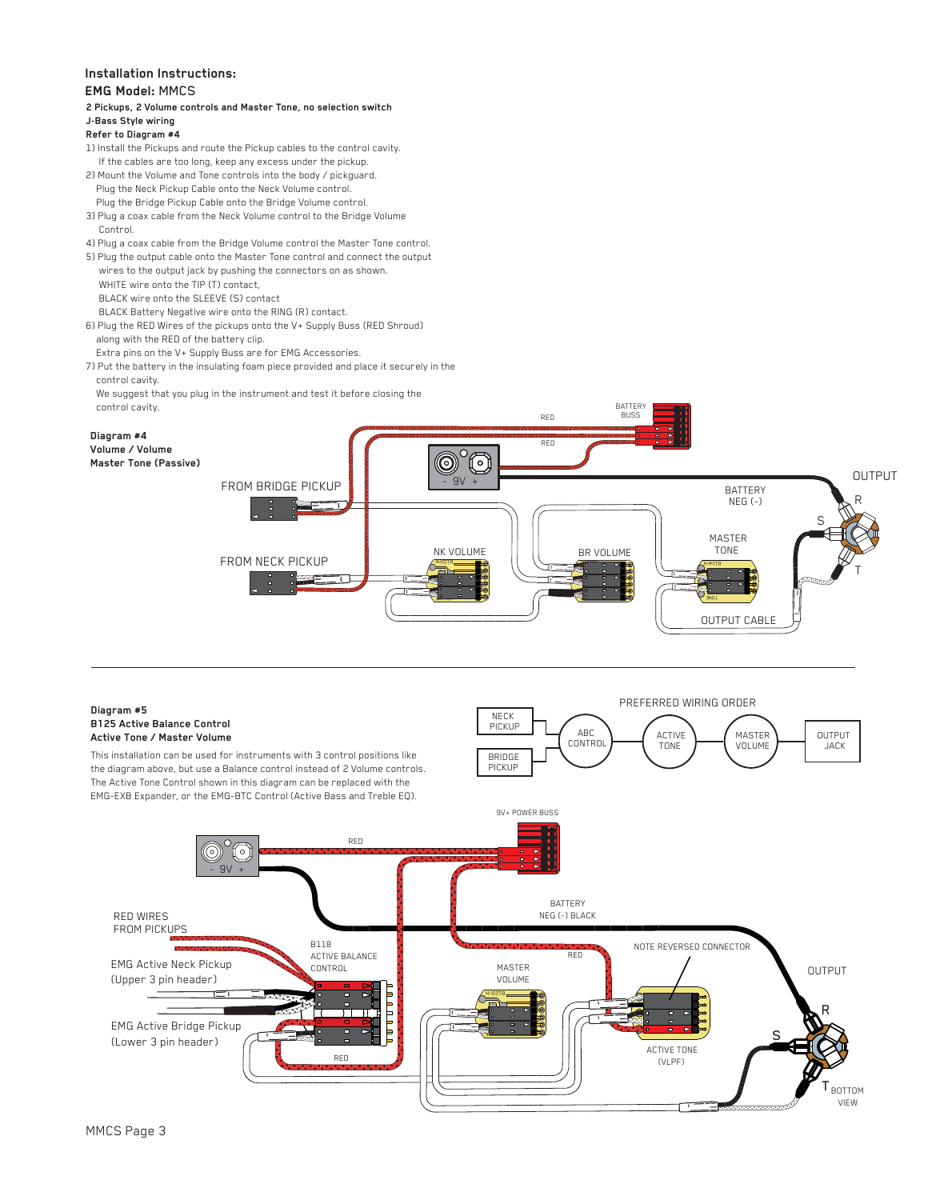## Installation Instructions:

### EMG Model: MMCS

**2 Pickups, 2 Volume controls and Master Tone, no selection switch**
**J-Bass Style wiring**
**Refer to Diagram #4**

1) Install the Pickups and route the Pickup cables to the control cavity. If the cables are too long, keep any excess under the pickup.
2) Mount the Volume and Tone controls into the body / pickguard. Plug the Neck Pickup Cable onto the Neck Volume control. Plug the Bridge Pickup Cable onto the Bridge Volume control.
3) Plug a coax cable from the Neck Volume control to the Bridge Volume Control.
4) Plug a coax cable from the Bridge Volume control the Master Tone control.
5) Plug the output cable onto the Master Tone control and connect the output wires to the output jack by pushing the connectors on as shown.
   WHITE wire onto the TIP (T) contact,
   BLACK wire onto the SLEEVE (S) contact
   BLACK Battery Negative wire onto the RING (R) contact.
6) Plug the RED Wires of the pickups onto the V+ Supply Buss (RED Shroud) along with the RED of the battery clip.
   Extra pins on the V+ Supply Buss are for EMG Accessories.
7) Put the battery in the insulating foam piece provided and place it securely in the control cavity.
   We suggest that you plug in the instrument and test it before closing the control cavity.

**Diagram #4**
**Volume / Volume**
**Master Tone (Passive)**

---

**Diagram #5**
**B125 Active Balance Control**
**Active Tone / Master Volume**

This installation can be used for instruments with 3 control positions like the diagram above, but use a Balance control instead of 2 Volume controls. The Active Tone Control shown in this diagram can be replaced with the EMG-EXB Expander, or the EMG-BTC Control (Active Bass and Treble EQ).

PREFERRED WIRING ORDER

NECK PICKUP / BRIDGE PICKUP → ABC CONTROL → ACTIVE TONE → MASTER VOLUME → OUTPUT JACK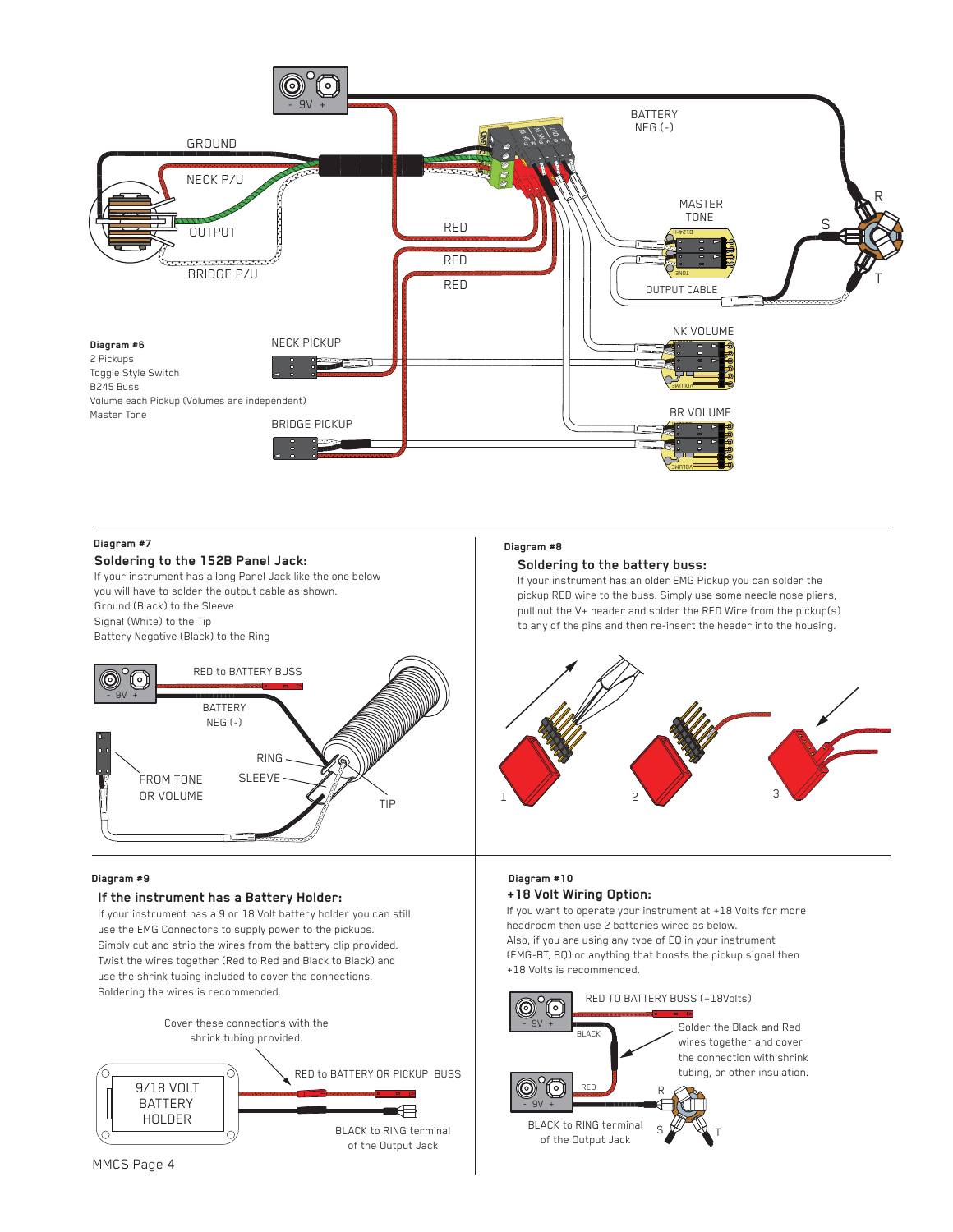**Diagram #6**
2 Pickups
Toggle Style Switch
B245 Buss
Volume each Pickup (Volumes are independent)
Master Tone

- 9V +
GROUND
NECK P/U
OUTPUT
BRIDGE P/U
BATTERY NEG (-)
MASTER TONE
RED
RED
RED
OUTPUT CABLE
R
S
T
NECK PICKUP
NK VOLUME
BRIDGE PICKUP
BR VOLUME

**Diagram #7**

### Soldering to the 152B Panel Jack:

If your instrument has a long Panel Jack like the one below you will have to solder the output cable as shown.
Ground (Black) to the Sleeve
Signal (White) to the Tip
Battery Negative (Black) to the Ring

- 9V +
RED to BATTERY BUSS
BATTERY NEG (-)
RING
SLEEVE
TIP
FROM TONE OR VOLUME

**Diagram #8**

### Soldering to the battery buss:

If your instrument has an older EMG Pickup you can solder the pickup RED wire to the buss. Simply use some needle nose pliers, pull out the V+ header and solder the RED Wire from the pickup(s) to any of the pins and then re-insert the header into the housing.

1
2
3

**Diagram #9**

### If the instrument has a Battery Holder:

If your instrument has a 9 or 18 Volt battery holder you can still use the EMG Connectors to supply power to the pickups. Simply cut and strip the wires from the battery clip provided. Twist the wires together (Red to Red and Black to Black) and use the shrink tubing included to cover the connections. Soldering the wires is recommended.

Cover these connections with the shrink tubing provided.
9/18 VOLT BATTERY HOLDER
RED to BATTERY OR PICKUP BUSS
BLACK to RING terminal of the Output Jack

**Diagram #10**

### +18 Volt Wiring Option:

If you want to operate your instrument at +18 Volts for more headroom then use 2 batteries wired as below.
Also, if you are using any type of EQ in your instrument (EMG-BT, BQ) or anything that boosts the pickup signal then +18 Volts is recommended.

- 9V +
RED TO BATTERY BUSS (+18Volts)
BLACK
Solder the Black and Red wires together and cover the connection with shrink tubing, or other insulation.
RED
- 9V +
R
S
T
BLACK to RING terminal of the Output Jack